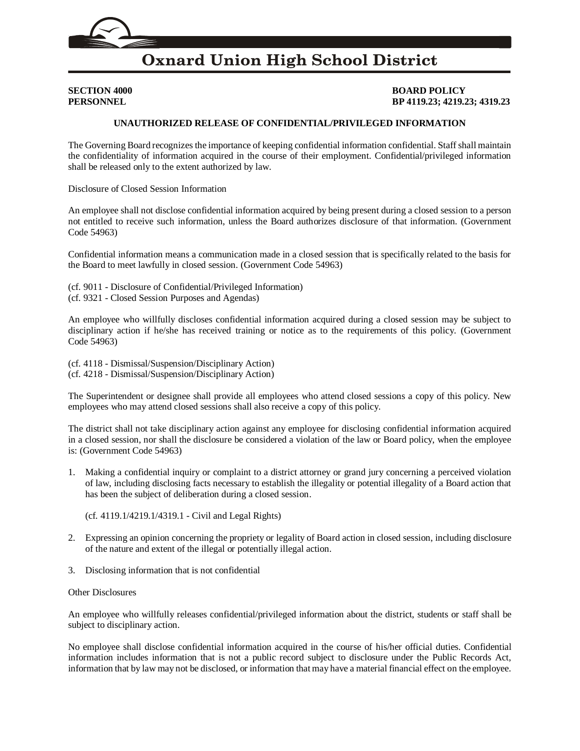# Oxnard Union High School District

**SECTION 4000**
**PERSONNEL**

**BOARD POLICY**
**BP 4119.23; 4219.23; 4319.23**

## UNAUTHORIZED RELEASE OF CONFIDENTIAL/PRIVILEGED INFORMATION

The Governing Board recognizes the importance of keeping confidential information confidential. Staff shall maintain the confidentiality of information acquired in the course of their employment. Confidential/privileged information shall be released only to the extent authorized by law.

Disclosure of Closed Session Information

An employee shall not disclose confidential information acquired by being present during a closed session to a person not entitled to receive such information, unless the Board authorizes disclosure of that information. (Government Code 54963)

Confidential information means a communication made in a closed session that is specifically related to the basis for the Board to meet lawfully in closed session. (Government Code 54963)

(cf. 9011 - Disclosure of Confidential/Privileged Information)
(cf. 9321 - Closed Session Purposes and Agendas)

An employee who willfully discloses confidential information acquired during a closed session may be subject to disciplinary action if he/she has received training or notice as to the requirements of this policy. (Government Code 54963)

(cf. 4118 - Dismissal/Suspension/Disciplinary Action)
(cf. 4218 - Dismissal/Suspension/Disciplinary Action)

The Superintendent or designee shall provide all employees who attend closed sessions a copy of this policy. New employees who may attend closed sessions shall also receive a copy of this policy.

The district shall not take disciplinary action against any employee for disclosing confidential information acquired in a closed session, nor shall the disclosure be considered a violation of the law or Board policy, when the employee is: (Government Code 54963)

1. Making a confidential inquiry or complaint to a district attorney or grand jury concerning a perceived violation of law, including disclosing facts necessary to establish the illegality or potential illegality of a Board action that has been the subject of deliberation during a closed session.

   (cf. 4119.1/4219.1/4319.1 - Civil and Legal Rights)

2. Expressing an opinion concerning the propriety or legality of Board action in closed session, including disclosure of the nature and extent of the illegal or potentially illegal action.

3. Disclosing information that is not confidential

Other Disclosures

An employee who willfully releases confidential/privileged information about the district, students or staff shall be subject to disciplinary action.

No employee shall disclose confidential information acquired in the course of his/her official duties. Confidential information includes information that is not a public record subject to disclosure under the Public Records Act, information that by law may not be disclosed, or information that may have a material financial effect on the employee.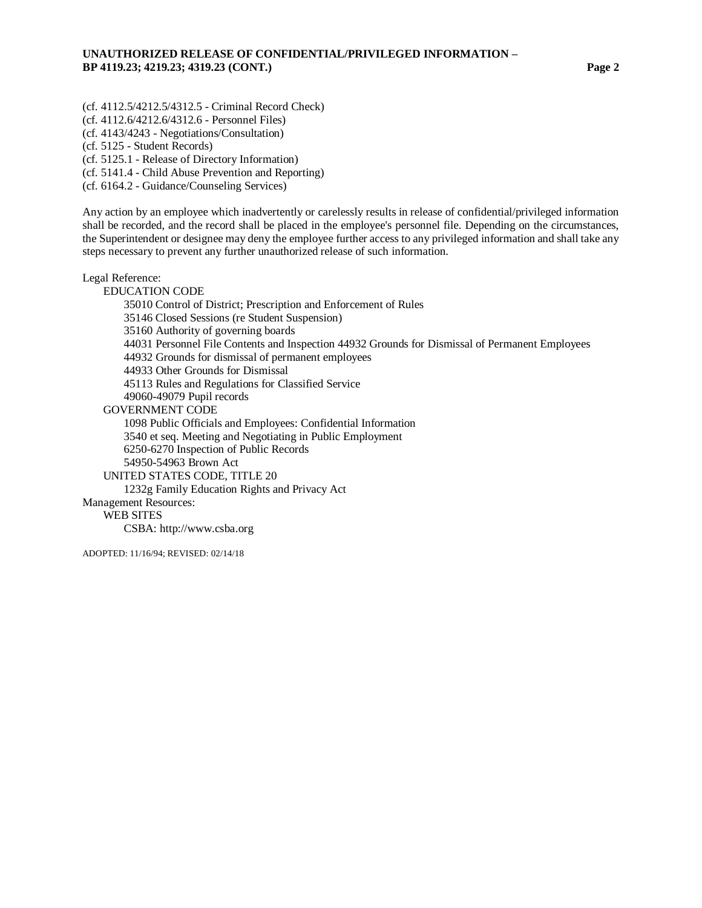(cf. 4112.5/4212.5/4312.5 - Criminal Record Check)
(cf. 4112.6/4212.6/4312.6 - Personnel Files)
(cf. 4143/4243 - Negotiations/Consultation)
(cf. 5125 - Student Records)
(cf. 5125.1 - Release of Directory Information)
(cf. 5141.4 - Child Abuse Prevention and Reporting)
(cf. 6164.2 - Guidance/Counseling Services)

Any action by an employee which inadvertently or carelessly results in release of confidential/privileged information shall be recorded, and the record shall be placed in the employee's personnel file. Depending on the circumstances, the Superintendent or designee may deny the employee further access to any privileged information and shall take any steps necessary to prevent any further unauthorized release of such information.

Legal Reference:
EDUCATION CODE
35010 Control of District; Prescription and Enforcement of Rules
35146 Closed Sessions (re Student Suspension)
35160 Authority of governing boards
44031 Personnel File Contents and Inspection 44932 Grounds for Dismissal of Permanent Employees
44932 Grounds for dismissal of permanent employees
44933 Other Grounds for Dismissal
45113 Rules and Regulations for Classified Service
49060-49079 Pupil records
GOVERNMENT CODE
1098 Public Officials and Employees: Confidential Information
3540 et seq. Meeting and Negotiating in Public Employment
6250-6270 Inspection of Public Records
54950-54963 Brown Act
UNITED STATES CODE, TITLE 20
1232g Family Education Rights and Privacy Act
Management Resources:
WEB SITES
CSBA: http://www.csba.org

ADOPTED: 11/16/94; REVISED: 02/14/18